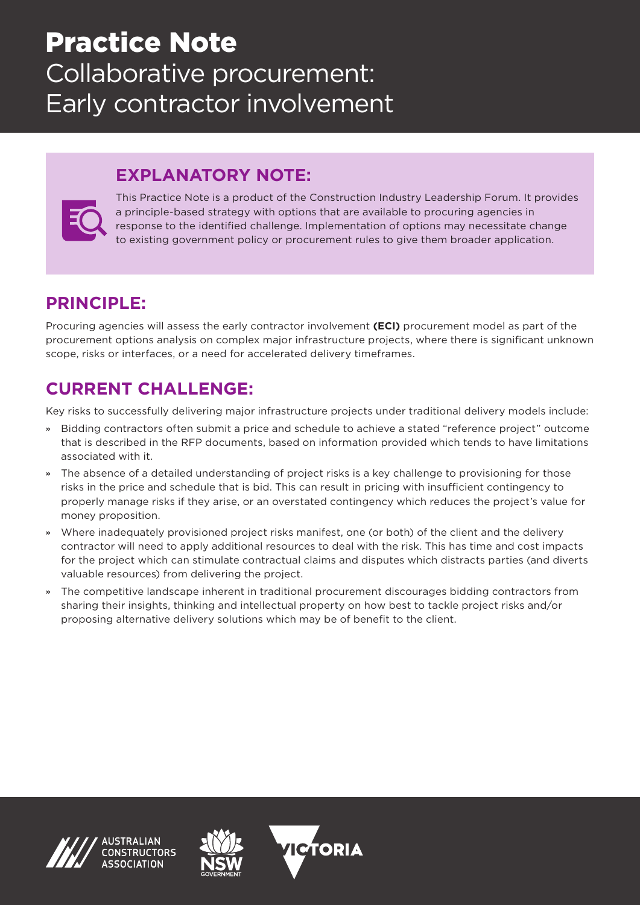# Practice Note

# Collaborative procurement: Early contractor involvement

## EXPLANATORY NOTE:

This Practice Note is a product of the Construction Industry Leadership Forum. It provides a principle-based strategy with options that are available to procuring agencies in response to the identified challenge. Implementation of options may necessitate change to existing government policy or procurement rules to give them broader application.

## PRINCIPLE:

Procuring agencies will assess the early contractor involvement **(ECI)** procurement model as part of the procurement options analysis on complex major infrastructure projects, where there is significant unknown scope, risks or interfaces, or a need for accelerated delivery timeframes.

## CURRENT CHALLENGE:

Key risks to successfully delivering major infrastructure projects under traditional delivery models include:

- Bidding contractors often submit a price and schedule to achieve a stated "reference project" outcome that is described in the RFP documents, based on information provided which tends to have limitations associated with it.
- The absence of a detailed understanding of project risks is a key challenge to provisioning for those risks in the price and schedule that is bid. This can result in pricing with insufficient contingency to properly manage risks if they arise, or an overstated contingency which reduces the project's value for money proposition.
- Where inadequately provisioned project risks manifest, one (or both) of the client and the delivery contractor will need to apply additional resources to deal with the risk. This has time and cost impacts for the project which can stimulate contractual claims and disputes which distracts parties (and diverts valuable resources) from delivering the project.
- The competitive landscape inherent in traditional procurement discourages bidding contractors from sharing their insights, thinking and intellectual property on how best to tackle project risks and/or proposing alternative delivery solutions which may be of benefit to the client.

AUSTRALIAN CONSTRUCTORS ASSOCIATION

NSW GOVERNMENT

VICTORIA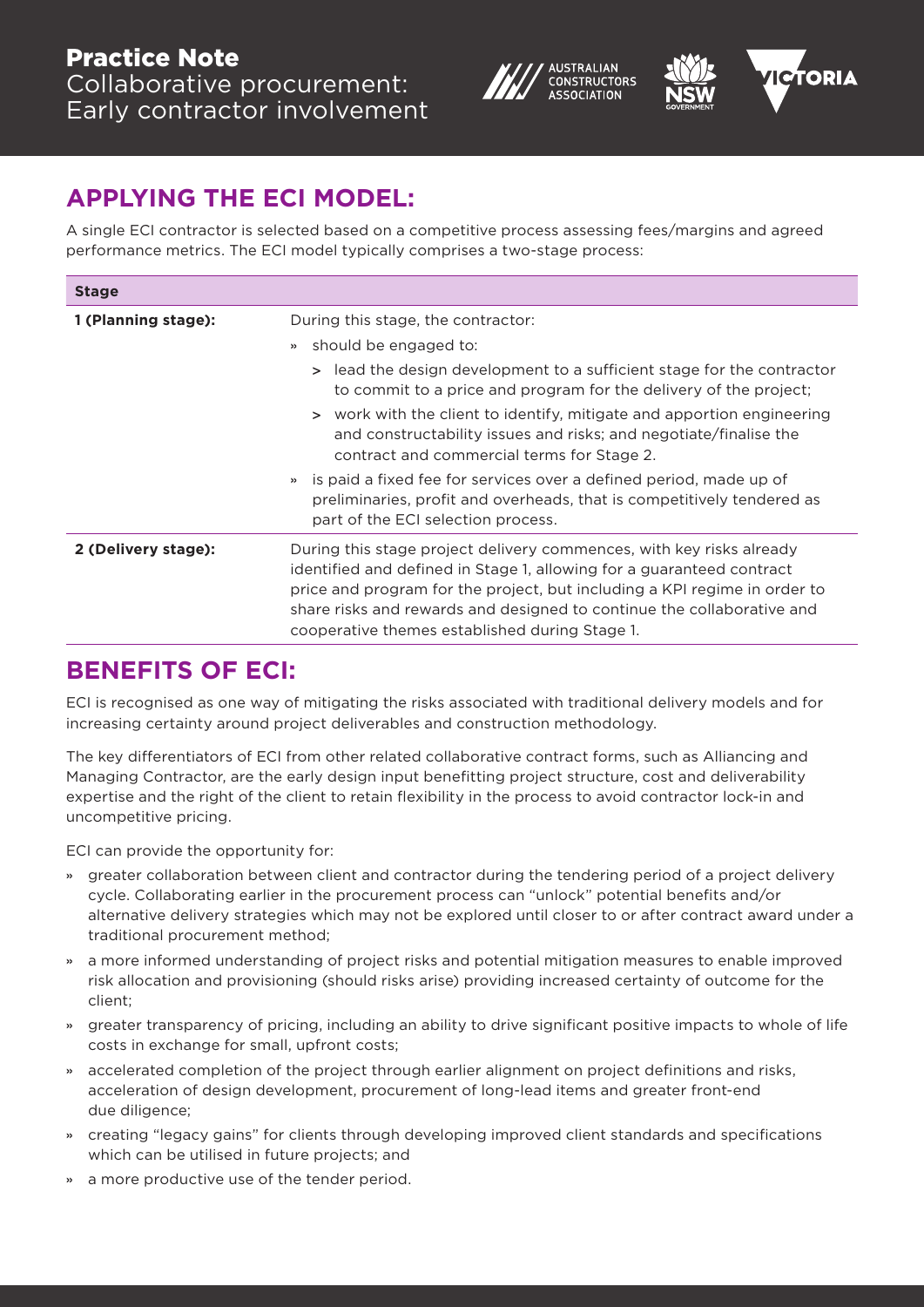## APPLYING THE ECI MODEL:

A single ECI contractor is selected based on a competitive process assessing fees/margins and agreed performance metrics. The ECI model typically comprises a two-stage process:

| Stage | |
|---|---|
| **1 (Planning stage):** | During this stage, the contractor:<br>» should be engaged to:<br>> lead the design development to a sufficient stage for the contractor to commit to a price and program for the delivery of the project;<br>> work with the client to identify, mitigate and apportion engineering and constructability issues and risks; and negotiate/finalise the contract and commercial terms for Stage 2.<br>» is paid a fixed fee for services over a defined period, made up of preliminaries, profit and overheads, that is competitively tendered as part of the ECI selection process. |
| **2 (Delivery stage):** | During this stage project delivery commences, with key risks already identified and defined in Stage 1, allowing for a guaranteed contract price and program for the project, but including a KPI regime in order to share risks and rewards and designed to continue the collaborative and cooperative themes established during Stage 1. |

## BENEFITS OF ECI:

ECI is recognised as one way of mitigating the risks associated with traditional delivery models and for increasing certainty around project deliverables and construction methodology.

The key differentiators of ECI from other related collaborative contract forms, such as Alliancing and Managing Contractor, are the early design input benefitting project structure, cost and deliverability expertise and the right of the client to retain flexibility in the process to avoid contractor lock-in and uncompetitive pricing.

ECI can provide the opportunity for:

- greater collaboration between client and contractor during the tendering period of a project delivery cycle. Collaborating earlier in the procurement process can "unlock" potential benefits and/or alternative delivery strategies which may not be explored until closer to or after contract award under a traditional procurement method;
- a more informed understanding of project risks and potential mitigation measures to enable improved risk allocation and provisioning (should risks arise) providing increased certainty of outcome for the client;
- greater transparency of pricing, including an ability to drive significant positive impacts to whole of life costs in exchange for small, upfront costs;
- accelerated completion of the project through earlier alignment on project definitions and risks, acceleration of design development, procurement of long-lead items and greater front-end due diligence;
- creating "legacy gains" for clients through developing improved client standards and specifications which can be utilised in future projects; and
- a more productive use of the tender period.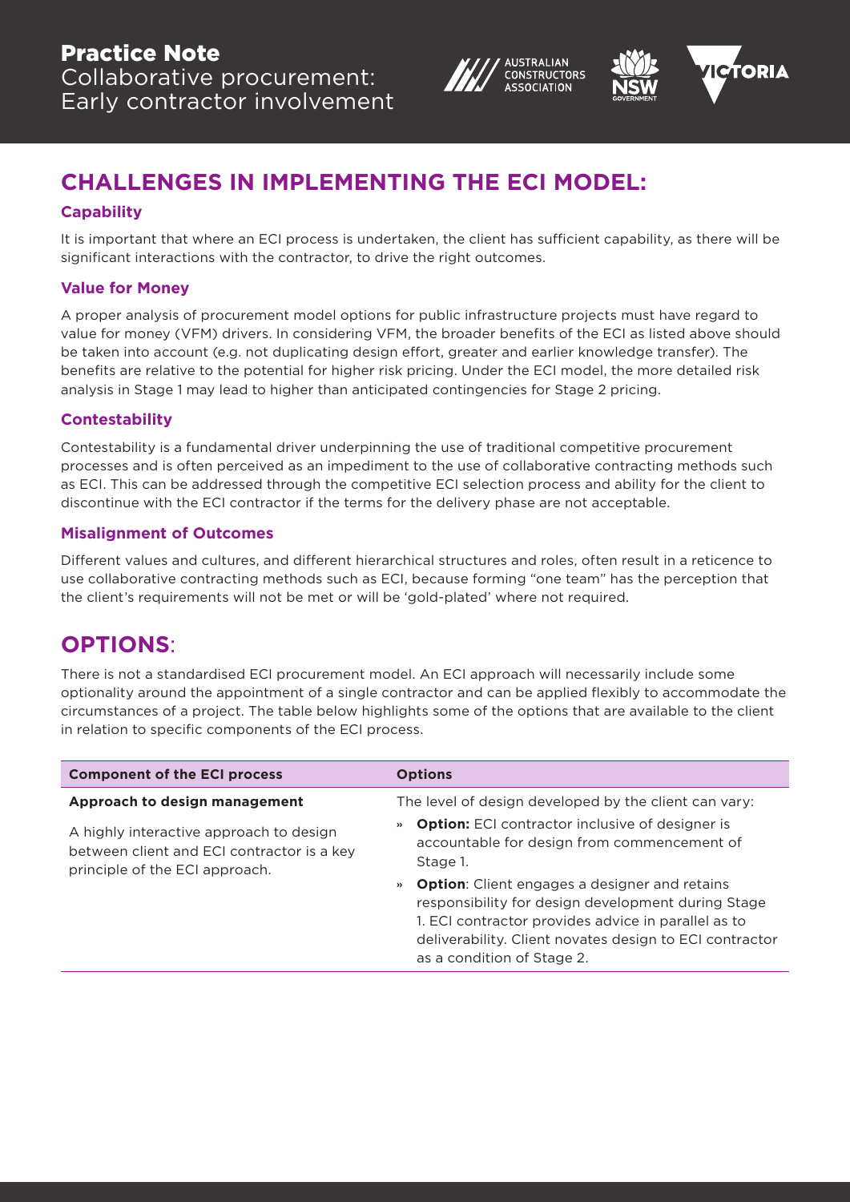## CHALLENGES IN IMPLEMENTING THE ECI MODEL:

### Capability

It is important that where an ECI process is undertaken, the client has sufficient capability, as there will be significant interactions with the contractor, to drive the right outcomes.

### Value for Money

A proper analysis of procurement model options for public infrastructure projects must have regard to value for money (VFM) drivers. In considering VFM, the broader benefits of the ECI as listed above should be taken into account (e.g. not duplicating design effort, greater and earlier knowledge transfer). The benefits are relative to the potential for higher risk pricing. Under the ECI model, the more detailed risk analysis in Stage 1 may lead to higher than anticipated contingencies for Stage 2 pricing.

### Contestability

Contestability is a fundamental driver underpinning the use of traditional competitive procurement processes and is often perceived as an impediment to the use of collaborative contracting methods such as ECI. This can be addressed through the competitive ECI selection process and ability for the client to discontinue with the ECI contractor if the terms for the delivery phase are not acceptable.

### Misalignment of Outcomes

Different values and cultures, and different hierarchical structures and roles, often result in a reticence to use collaborative contracting methods such as ECI, because forming "one team" has the perception that the client's requirements will not be met or will be 'gold-plated' where not required.

## OPTIONS:

There is not a standardised ECI procurement model. An ECI approach will necessarily include some optionality around the appointment of a single contractor and can be applied flexibly to accommodate the circumstances of a project. The table below highlights some of the options that are available to the client in relation to specific components of the ECI process.

| Component of the ECI process | Options |
|---|---|
| **Approach to design management**<br><br>A highly interactive approach to design between client and ECI contractor is a key principle of the ECI approach. | The level of design developed by the client can vary:<br>» **Option:** ECI contractor inclusive of designer is accountable for design from commencement of Stage 1.<br>» **Option**: Client engages a designer and retains responsibility for design development during Stage 1. ECI contractor provides advice in parallel as to deliverability. Client novates design to ECI contractor as a condition of Stage 2. |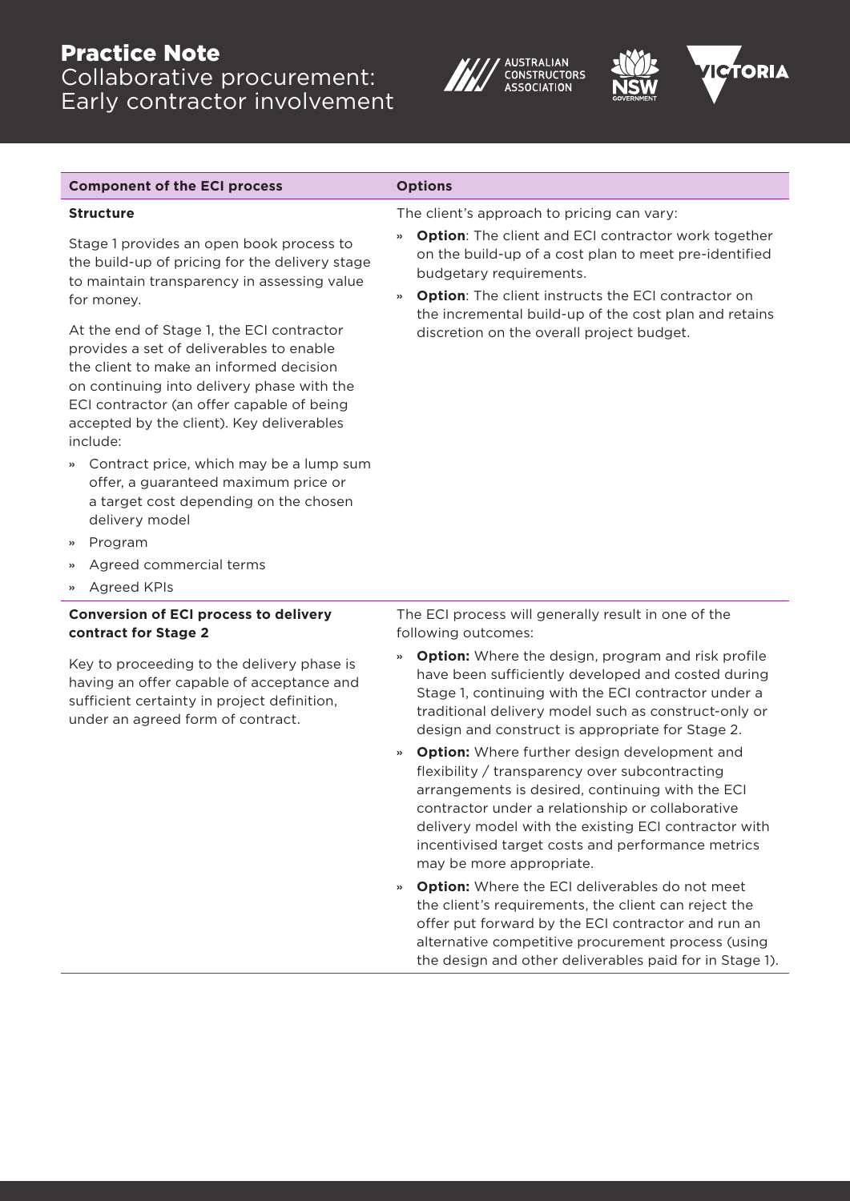# Practice Note
Collaborative procurement: Early contractor involvement

| Component of the ECI process | Options |
| --- | --- |
| **Structure**<br><br>Stage 1 provides an open book process to the build-up of pricing for the delivery stage to maintain transparency in assessing value for money.<br><br>At the end of Stage 1, the ECI contractor provides a set of deliverables to enable the client to make an informed decision on continuing into delivery phase with the ECI contractor (an offer capable of being accepted by the client). Key deliverables include:<br>» Contract price, which may be a lump sum offer, a guaranteed maximum price or a target cost depending on the chosen delivery model<br>» Program<br>» Agreed commercial terms<br>» Agreed KPIs | The client's approach to pricing can vary:<br>» **Option**: The client and ECI contractor work together on the build-up of a cost plan to meet pre-identified budgetary requirements.<br>» **Option**: The client instructs the ECI contractor on the incremental build-up of the cost plan and retains discretion on the overall project budget. |
| **Conversion of ECI process to delivery contract for Stage 2**<br><br>Key to proceeding to the delivery phase is having an offer capable of acceptance and sufficient certainty in project definition, under an agreed form of contract. | The ECI process will generally result in one of the following outcomes:<br>» **Option:** Where the design, program and risk profile have been sufficiently developed and costed during Stage 1, continuing with the ECI contractor under a traditional delivery model such as construct-only or design and construct is appropriate for Stage 2.<br>» **Option:** Where further design development and flexibility / transparency over subcontracting arrangements is desired, continuing with the ECI contractor under a relationship or collaborative delivery model with the existing ECI contractor with incentivised target costs and performance metrics may be more appropriate.<br>» **Option:** Where the ECI deliverables do not meet the client's requirements, the client can reject the offer put forward by the ECI contractor and run an alternative competitive procurement process (using the design and other deliverables paid for in Stage 1). |